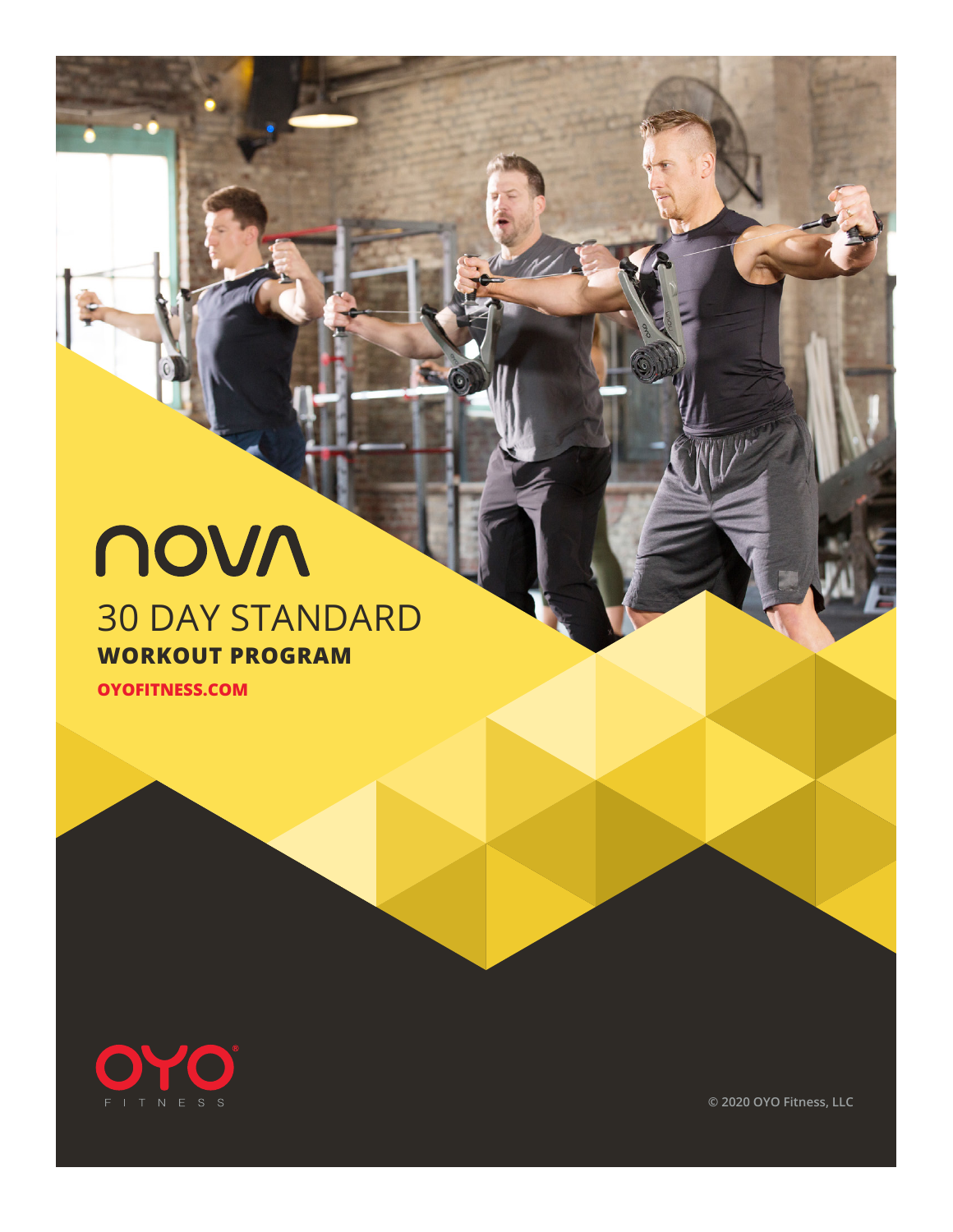# nova

## 30 DAY STANDARD

**WORKOUT PROGRAM**

**OYOFITNESS.COM**

OYO FITNESS

© 2020 OYO Fitness, LLC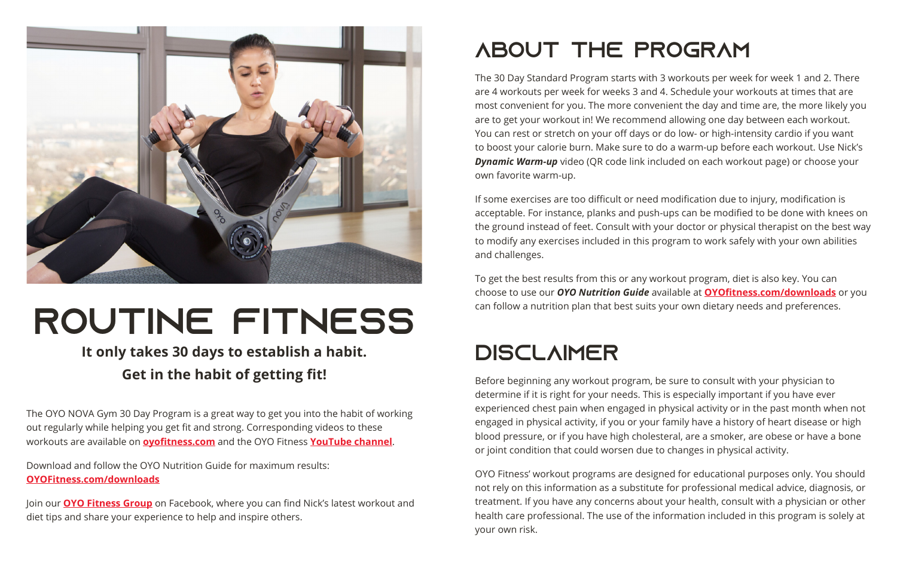# ROUTINE FITNESS

**It only takes 30 days to establish a habit.**
**Get in the habit of getting fit!**

The OYO NOVA Gym 30 Day Program is a great way to get you into the habit of working out regularly while helping you get fit and strong. Corresponding videos to these workouts are available on **oyofitness.com** and the OYO Fitness **YouTube channel**.

Download and follow the OYO Nutrition Guide for maximum results: **OYOFitness.com/downloads**

Join our **OYO Fitness Group** on Facebook, where you can find Nick's latest workout and diet tips and share your experience to help and inspire others.

# ABOUT THE PROGRAM

The 30 Day Standard Program starts with 3 workouts per week for week 1 and 2. There are 4 workouts per week for weeks 3 and 4. Schedule your workouts at times that are most convenient for you. The more convenient the day and time are, the more likely you are to get your workout in! We recommend allowing one day between each workout. You can rest or stretch on your off days or do low- or high-intensity cardio if you want to boost your calorie burn. Make sure to do a warm-up before each workout. Use Nick's ***Dynamic Warm-up*** video (QR code link included on each workout page) or choose your own favorite warm-up.

If some exercises are too difficult or need modification due to injury, modification is acceptable. For instance, planks and push-ups can be modified to be done with knees on the ground instead of feet. Consult with your doctor or physical therapist on the best way to modify any exercises included in this program to work safely with your own abilities and challenges.

To get the best results from this or any workout program, diet is also key. You can choose to use our ***OYO Nutrition Guide*** available at **OYOfitness.com/downloads** or you can follow a nutrition plan that best suits your own dietary needs and preferences.

# DISCLAIMER

Before beginning any workout program, be sure to consult with your physician to determine if it is right for your needs. This is especially important if you have ever experienced chest pain when engaged in physical activity or in the past month when not engaged in physical activity, if you or your family have a history of heart disease or high blood pressure, or if you have high cholesterol, are a smoker, are obese or have a bone or joint condition that could worsen due to changes in physical activity.

OYO Fitness' workout programs are designed for educational purposes only. You should not rely on this information as a substitute for professional medical advice, diagnosis, or treatment. If you have any concerns about your health, consult with a physician or other health care professional. The use of the information included in this program is solely at your own risk.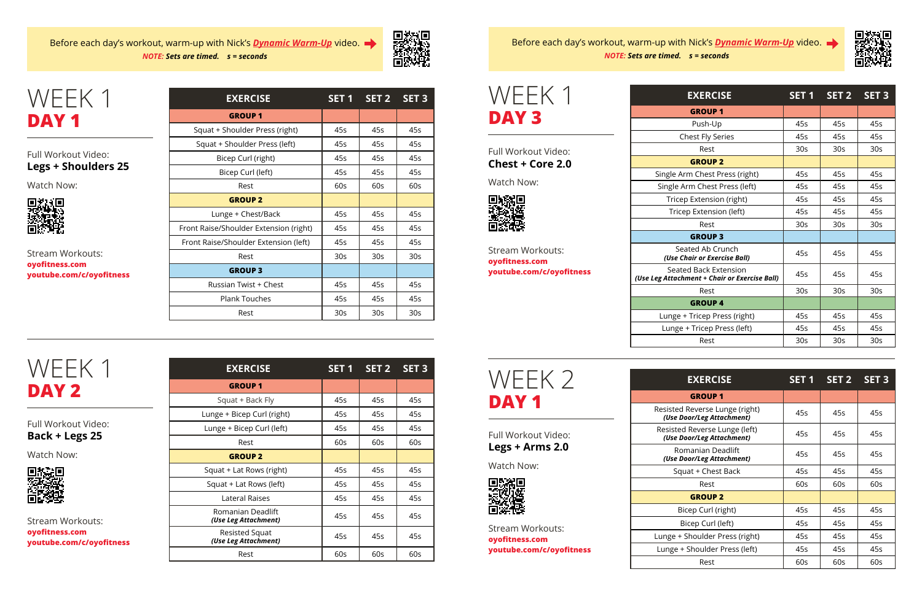Before each day's workout, warm-up with Nick's ***Dynamic Warm-Up*** video.
***NOTE:*** ***Sets are timed.*** ***s = seconds***

# WEEK 1
## DAY 1

Full Workout Video:
**Legs + Shoulders 25**

Watch Now:

Stream Workouts:
**oyofitness.com**
**youtube.com/c/oyofitness**

| EXERCISE | SET 1 | SET 2 | SET 3 |
|---|---|---|---|
| **GROUP 1** | | | |
| Squat + Shoulder Press (right) | 45s | 45s | 45s |
| Squat + Shoulder Press (left) | 45s | 45s | 45s |
| Bicep Curl (right) | 45s | 45s | 45s |
| Bicep Curl (left) | 45s | 45s | 45s |
| Rest | 60s | 60s | 60s |
| **GROUP 2** | | | |
| Lunge + Chest/Back | 45s | 45s | 45s |
| Front Raise/Shoulder Extension (right) | 45s | 45s | 45s |
| Front Raise/Shoulder Extension (left) | 45s | 45s | 45s |
| Rest | 30s | 30s | 30s |
| **GROUP 3** | | | |
| Russian Twist + Chest | 45s | 45s | 45s |
| Plank Touches | 45s | 45s | 45s |
| Rest | 30s | 30s | 30s |

# WEEK 1
## DAY 2

Full Workout Video:
**Back + Legs 25**

Watch Now:

Stream Workouts:
**oyofitness.com**
**youtube.com/c/oyofitness**

| EXERCISE | SET 1 | SET 2 | SET 3 |
|---|---|---|---|
| **GROUP 1** | | | |
| Squat + Back Fly | 45s | 45s | 45s |
| Lunge + Bicep Curl (right) | 45s | 45s | 45s |
| Lunge + Bicep Curl (left) | 45s | 45s | 45s |
| Rest | 60s | 60s | 60s |
| **GROUP 2** | | | |
| Squat + Lat Rows (right) | 45s | 45s | 45s |
| Squat + Lat Rows (left) | 45s | 45s | 45s |
| Lateral Raises | 45s | 45s | 45s |
| Romanian Deadlift ***(Use Leg Attachment)*** | 45s | 45s | 45s |
| Resisted Squat ***(Use Leg Attachment)*** | 45s | 45s | 45s |
| Rest | 60s | 60s | 60s |

Before each day's workout, warm-up with Nick's ***Dynamic Warm-Up*** video.
***NOTE:*** ***Sets are timed.*** ***s = seconds***

# WEEK 1
## DAY 3

Full Workout Video:
**Chest + Core 2.0**

Watch Now:

Stream Workouts:
**oyofitness.com**
**youtube.com/c/oyofitness**

| EXERCISE | SET 1 | SET 2 | SET 3 |
|---|---|---|---|
| **GROUP 1** | | | |
| Push-Up | 45s | 45s | 45s |
| Chest Fly Series | 45s | 45s | 45s |
| Rest | 30s | 30s | 30s |
| **GROUP 2** | | | |
| Single Arm Chest Press (right) | 45s | 45s | 45s |
| Single Arm Chest Press (left) | 45s | 45s | 45s |
| Tricep Extension (right) | 45s | 45s | 45s |
| Tricep Extension (left) | 45s | 45s | 45s |
| Rest | 30s | 30s | 30s |
| **GROUP 3** | | | |
| Seated Ab Crunch ***(Use Chair or Exercise Ball)*** | 45s | 45s | 45s |
| Seated Back Extension ***(Use Leg Attachment + Chair or Exercise Ball)*** | 45s | 45s | 45s |
| Rest | 30s | 30s | 30s |
| **GROUP 4** | | | |
| Lunge + Tricep Press (right) | 45s | 45s | 45s |
| Lunge + Tricep Press (left) | 45s | 45s | 45s |
| Rest | 30s | 30s | 30s |

# WEEK 2
## DAY 1

Full Workout Video:
**Legs + Arms 2.0**

Watch Now:

Stream Workouts:
**oyofitness.com**
**youtube.com/c/oyofitness**

| EXERCISE | SET 1 | SET 2 | SET 3 |
|---|---|---|---|
| **GROUP 1** | | | |
| Resisted Reverse Lunge (right) ***(Use Door/Leg Attachment)*** | 45s | 45s | 45s |
| Resisted Reverse Lunge (left) ***(Use Door/Leg Attachment)*** | 45s | 45s | 45s |
| Romanian Deadlift ***(Use Door/Leg Attachment)*** | 45s | 45s | 45s |
| Squat + Chest Back | 45s | 45s | 45s |
| Rest | 60s | 60s | 60s |
| **GROUP 2** | | | |
| Bicep Curl (right) | 45s | 45s | 45s |
| Bicep Curl (left) | 45s | 45s | 45s |
| Lunge + Shoulder Press (right) | 45s | 45s | 45s |
| Lunge + Shoulder Press (left) | 45s | 45s | 45s |
| Rest | 60s | 60s | 60s |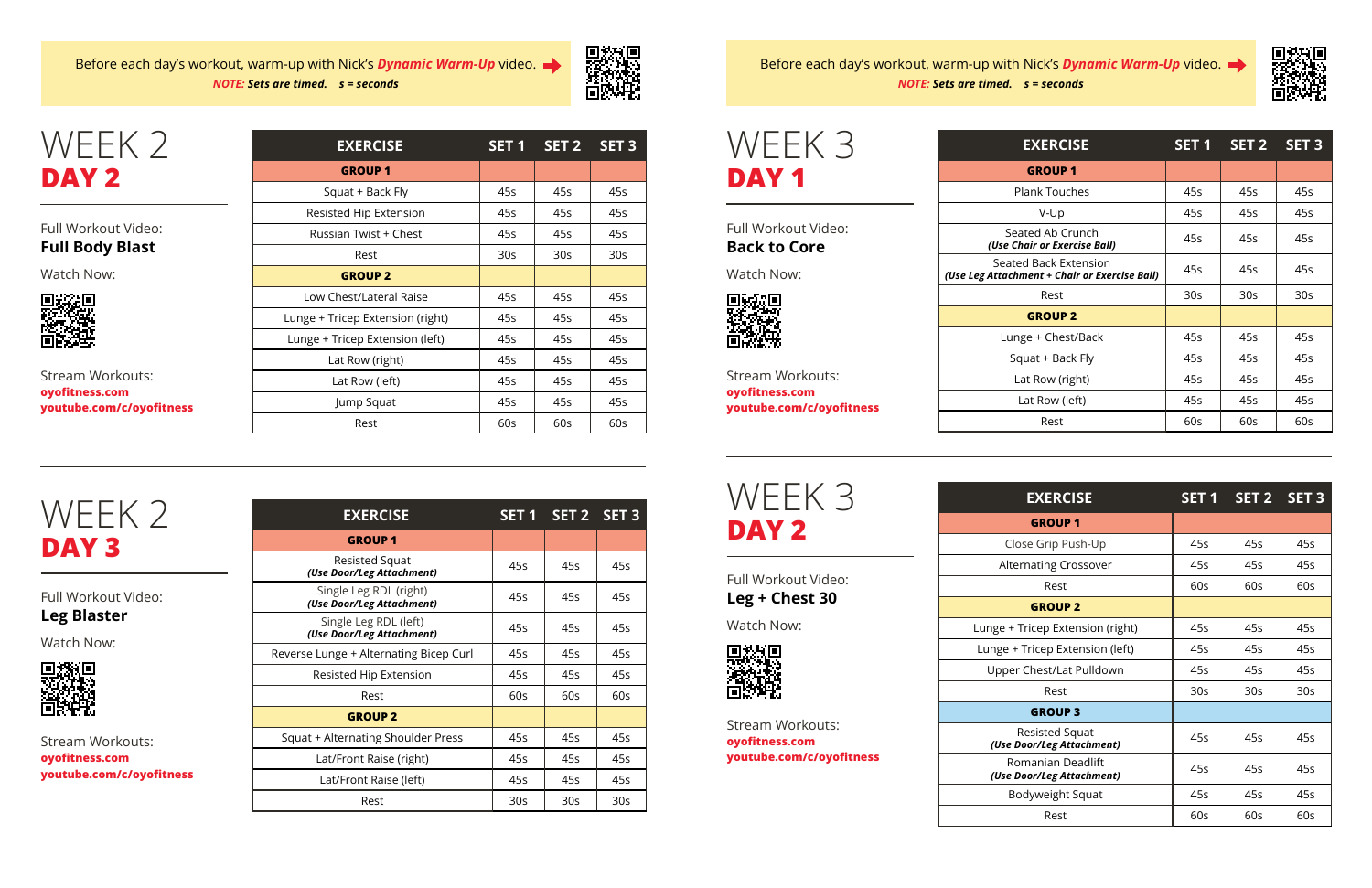Before each day's workout, warm-up with Nick's ***Dynamic Warm-Up*** video.

***NOTE:*** *Sets are timed.* *s = seconds*

# WEEK 2
## DAY 2

Full Workout Video:
**Full Body Blast**

Watch Now:

Stream Workouts:
**oyofitness.com**
**youtube.com/c/oyofitness**

| EXERCISE | SET 1 | SET 2 | SET 3 |
|---|---|---|---|
| **GROUP 1** | | | |
| Squat + Back Fly | 45s | 45s | 45s |
| Resisted Hip Extension | 45s | 45s | 45s |
| Russian Twist + Chest | 45s | 45s | 45s |
| Rest | 30s | 30s | 30s |
| **GROUP 2** | | | |
| Low Chest/Lateral Raise | 45s | 45s | 45s |
| Lunge + Tricep Extension (right) | 45s | 45s | 45s |
| Lunge + Tricep Extension (left) | 45s | 45s | 45s |
| Lat Row (right) | 45s | 45s | 45s |
| Lat Row (left) | 45s | 45s | 45s |
| Jump Squat | 45s | 45s | 45s |
| Rest | 60s | 60s | 60s |

# WEEK 2
## DAY 3

Full Workout Video:
**Leg Blaster**

Watch Now:

Stream Workouts:
**oyofitness.com**
**youtube.com/c/oyofitness**

| EXERCISE | SET 1 | SET 2 | SET 3 |
|---|---|---|---|
| **GROUP 1** | | | |
| Resisted Squat ***(Use Door/Leg Attachment)*** | 45s | 45s | 45s |
| Single Leg RDL (right) ***(Use Door/Leg Attachment)*** | 45s | 45s | 45s |
| Single Leg RDL (left) ***(Use Door/Leg Attachment)*** | 45s | 45s | 45s |
| Reverse Lunge + Alternating Bicep Curl | 45s | 45s | 45s |
| Resisted Hip Extension | 45s | 45s | 45s |
| Rest | 60s | 60s | 60s |
| **GROUP 2** | | | |
| Squat + Alternating Shoulder Press | 45s | 45s | 45s |
| Lat/Front Raise (right) | 45s | 45s | 45s |
| Lat/Front Raise (left) | 45s | 45s | 45s |
| Rest | 30s | 30s | 30s |

Before each day's workout, warm-up with Nick's ***Dynamic Warm-Up*** video.

***NOTE:*** *Sets are timed.* *s = seconds*

# WEEK 3
## DAY 1

Full Workout Video:
**Back to Core**

Watch Now:

Stream Workouts:
**oyofitness.com**
**youtube.com/c/oyofitness**

| EXERCISE | SET 1 | SET 2 | SET 3 |
|---|---|---|---|
| **GROUP 1** | | | |
| Plank Touches | 45s | 45s | 45s |
| V-Up | 45s | 45s | 45s |
| Seated Ab Crunch ***(Use Chair or Exercise Ball)*** | 45s | 45s | 45s |
| Seated Back Extension ***(Use Leg Attachment + Chair or Exercise Ball)*** | 45s | 45s | 45s |
| Rest | 30s | 30s | 30s |
| **GROUP 2** | | | |
| Lunge + Chest/Back | 45s | 45s | 45s |
| Squat + Back Fly | 45s | 45s | 45s |
| Lat Row (right) | 45s | 45s | 45s |
| Lat Row (left) | 45s | 45s | 45s |
| Rest | 60s | 60s | 60s |

# WEEK 3
## DAY 2

Full Workout Video:
**Leg + Chest 30**

Watch Now:

Stream Workouts:
**oyofitness.com**
**youtube.com/c/oyofitness**

| EXERCISE | SET 1 | SET 2 | SET 3 |
|---|---|---|---|
| **GROUP 1** | | | |
| Close Grip Push-Up | 45s | 45s | 45s |
| Alternating Crossover | 45s | 45s | 45s |
| Rest | 60s | 60s | 60s |
| **GROUP 2** | | | |
| Lunge + Tricep Extension (right) | 45s | 45s | 45s |
| Lunge + Tricep Extension (left) | 45s | 45s | 45s |
| Upper Chest/Lat Pulldown | 45s | 45s | 45s |
| Rest | 30s | 30s | 30s |
| **GROUP 3** | | | |
| Resisted Squat ***(Use Door/Leg Attachment)*** | 45s | 45s | 45s |
| Romanian Deadlift ***(Use Door/Leg Attachment)*** | 45s | 45s | 45s |
| Bodyweight Squat | 45s | 45s | 45s |
| Rest | 60s | 60s | 60s |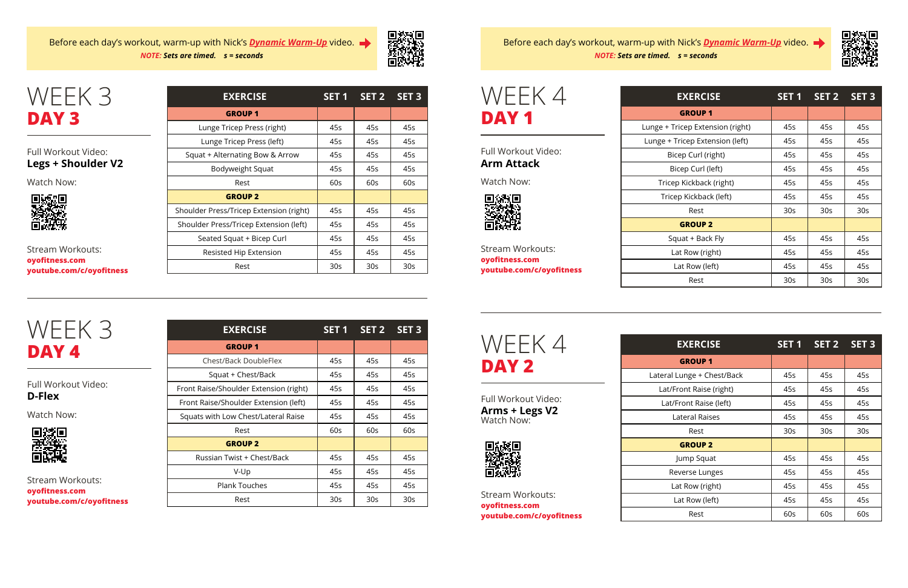Before each day's workout, warm-up with Nick's ***Dynamic Warm-Up*** video.
***NOTE:*** ***Sets are timed.*** ***s = seconds***

# WEEK 3
## DAY 3

Full Workout Video:
**Legs + Shoulder V2**

Watch Now:

Stream Workouts:
**oyofitness.com**
**youtube.com/c/oyofitness**

| EXERCISE | SET 1 | SET 2 | SET 3 |
|---|---|---|---|
| **GROUP 1** | | | |
| Lunge Tricep Press (right) | 45s | 45s | 45s |
| Lunge Tricep Press (left) | 45s | 45s | 45s |
| Squat + Alternating Bow & Arrow | 45s | 45s | 45s |
| Bodyweight Squat | 45s | 45s | 45s |
| Rest | 60s | 60s | 60s |
| **GROUP 2** | | | |
| Shoulder Press/Tricep Extension (right) | 45s | 45s | 45s |
| Shoulder Press/Tricep Extension (left) | 45s | 45s | 45s |
| Seated Squat + Bicep Curl | 45s | 45s | 45s |
| Resisted Hip Extension | 45s | 45s | 45s |
| Rest | 30s | 30s | 30s |

# WEEK 3
## DAY 4

Full Workout Video:
**D-Flex**

Watch Now:

Stream Workouts:
**oyofitness.com**
**youtube.com/c/oyofitness**

| EXERCISE | SET 1 | SET 2 | SET 3 |
|---|---|---|---|
| **GROUP 1** | | | |
| Chest/Back DoubleFlex | 45s | 45s | 45s |
| Squat + Chest/Back | 45s | 45s | 45s |
| Front Raise/Shoulder Extension (right) | 45s | 45s | 45s |
| Front Raise/Shoulder Extension (left) | 45s | 45s | 45s |
| Squats with Low Chest/Lateral Raise | 45s | 45s | 45s |
| Rest | 60s | 60s | 60s |
| **GROUP 2** | | | |
| Russian Twist + Chest/Back | 45s | 45s | 45s |
| V-Up | 45s | 45s | 45s |
| Plank Touches | 45s | 45s | 45s |
| Rest | 30s | 30s | 30s |

Before each day's workout, warm-up with Nick's ***Dynamic Warm-Up*** video.
***NOTE:*** ***Sets are timed.*** ***s = seconds***

# WEEK 4
## DAY 1

Full Workout Video:
**Arm Attack**

Watch Now:

Stream Workouts:
**oyofitness.com**
**youtube.com/c/oyofitness**

| EXERCISE | SET 1 | SET 2 | SET 3 |
|---|---|---|---|
| **GROUP 1** | | | |
| Lunge + Tricep Extension (right) | 45s | 45s | 45s |
| Lunge + Tricep Extension (left) | 45s | 45s | 45s |
| Bicep Curl (right) | 45s | 45s | 45s |
| Bicep Curl (left) | 45s | 45s | 45s |
| Tricep Kickback (right) | 45s | 45s | 45s |
| Tricep Kickback (left) | 45s | 45s | 45s |
| Rest | 30s | 30s | 30s |
| **GROUP 2** | | | |
| Squat + Back Fly | 45s | 45s | 45s |
| Lat Row (right) | 45s | 45s | 45s |
| Lat Row (left) | 45s | 45s | 45s |
| Rest | 30s | 30s | 30s |

# WEEK 4
## DAY 2

Full Workout Video:
**Arms + Legs V2**
Watch Now:

Stream Workouts:
**oyofitness.com**
**youtube.com/c/oyofitness**

| EXERCISE | SET 1 | SET 2 | SET 3 |
|---|---|---|---|
| **GROUP 1** | | | |
| Lateral Lunge + Chest/Back | 45s | 45s | 45s |
| Lat/Front Raise (right) | 45s | 45s | 45s |
| Lat/Front Raise (left) | 45s | 45s | 45s |
| Lateral Raises | 45s | 45s | 45s |
| Rest | 30s | 30s | 30s |
| **GROUP 2** | | | |
| Jump Squat | 45s | 45s | 45s |
| Reverse Lunges | 45s | 45s | 45s |
| Lat Row (right) | 45s | 45s | 45s |
| Lat Row (left) | 45s | 45s | 45s |
| Rest | 60s | 60s | 60s |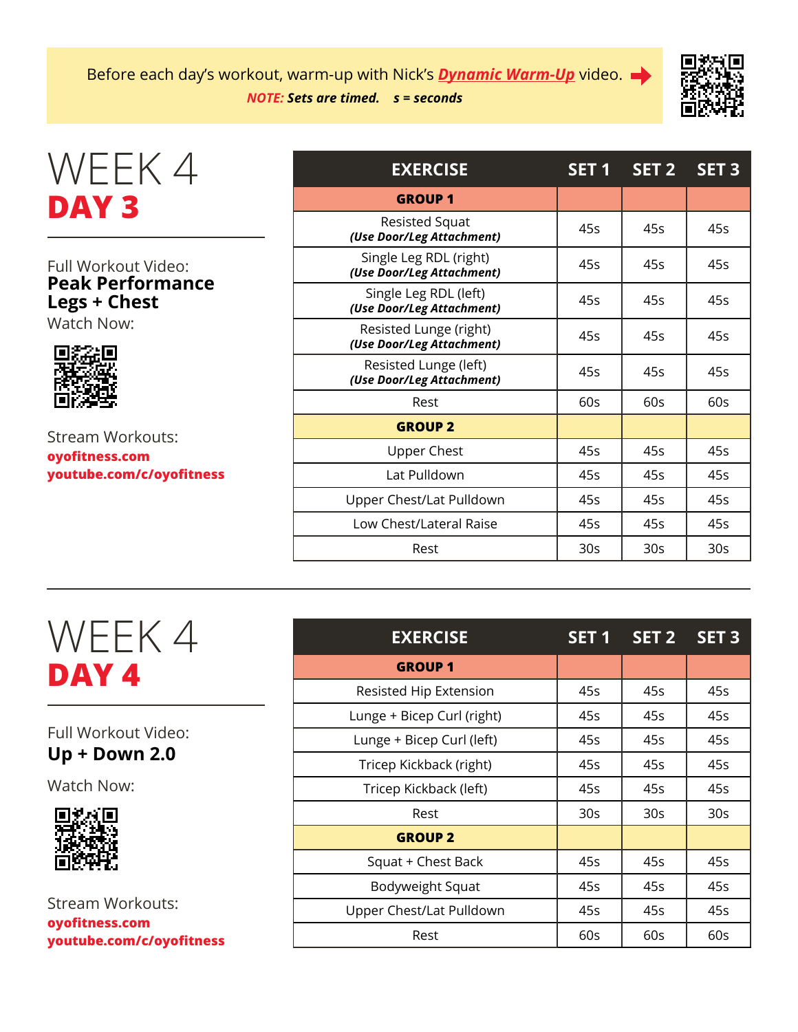Before each day's warm-up with Nick's *Dynamic Warm-Up* video.

***NOTE:*** ***Sets are timed.*** ***s = seconds***

# WEEK 4
## DAY 3

Full Workout Video:
**Peak Performance Legs + Chest**
Watch Now:

Stream Workouts:
**oyofitness.com**
**youtube.com/c/oyofitness**

| EXERCISE | SET 1 | SET 2 | SET 3 |
|---|---|---|---|
| **GROUP 1** | | | |
| Resisted Squat ***(Use Door/Leg Attachment)*** | 45s | 45s | 45s |
| Single Leg RDL (right) ***(Use Door/Leg Attachment)*** | 45s | 45s | 45s |
| Single Leg RDL (left) ***(Use Door/Leg Attachment)*** | 45s | 45s | 45s |
| Resisted Lunge (right) ***(Use Door/Leg Attachment)*** | 45s | 45s | 45s |
| Resisted Lunge (left) ***(Use Door/Leg Attachment)*** | 45s | 45s | 45s |
| Rest | 60s | 60s | 60s |
| **GROUP 2** | | | |
| Upper Chest | 45s | 45s | 45s |
| Lat Pulldown | 45s | 45s | 45s |
| Upper Chest/Lat Pulldown | 45s | 45s | 45s |
| Low Chest/Lateral Raise | 45s | 45s | 45s |
| Rest | 30s | 30s | 30s |

# WEEK 4
## DAY 4

Full Workout Video:
**Up + Down 2.0**

Watch Now:

Stream Workouts:
**oyofitness.com**
**youtube.com/c/oyofitness**

| EXERCISE | SET 1 | SET 2 | SET 3 |
|---|---|---|---|
| **GROUP 1** | | | |
| Resisted Hip Extension | 45s | 45s | 45s |
| Lunge + Bicep Curl (right) | 45s | 45s | 45s |
| Lunge + Bicep Curl (left) | 45s | 45s | 45s |
| Tricep Kickback (right) | 45s | 45s | 45s |
| Tricep Kickback (left) | 45s | 45s | 45s |
| Rest | 30s | 30s | 30s |
| **GROUP 2** | | | |
| Squat + Chest Back | 45s | 45s | 45s |
| Bodyweight Squat | 45s | 45s | 45s |
| Upper Chest/Lat Pulldown | 45s | 45s | 45s |
| Rest | 60s | 60s | 60s |